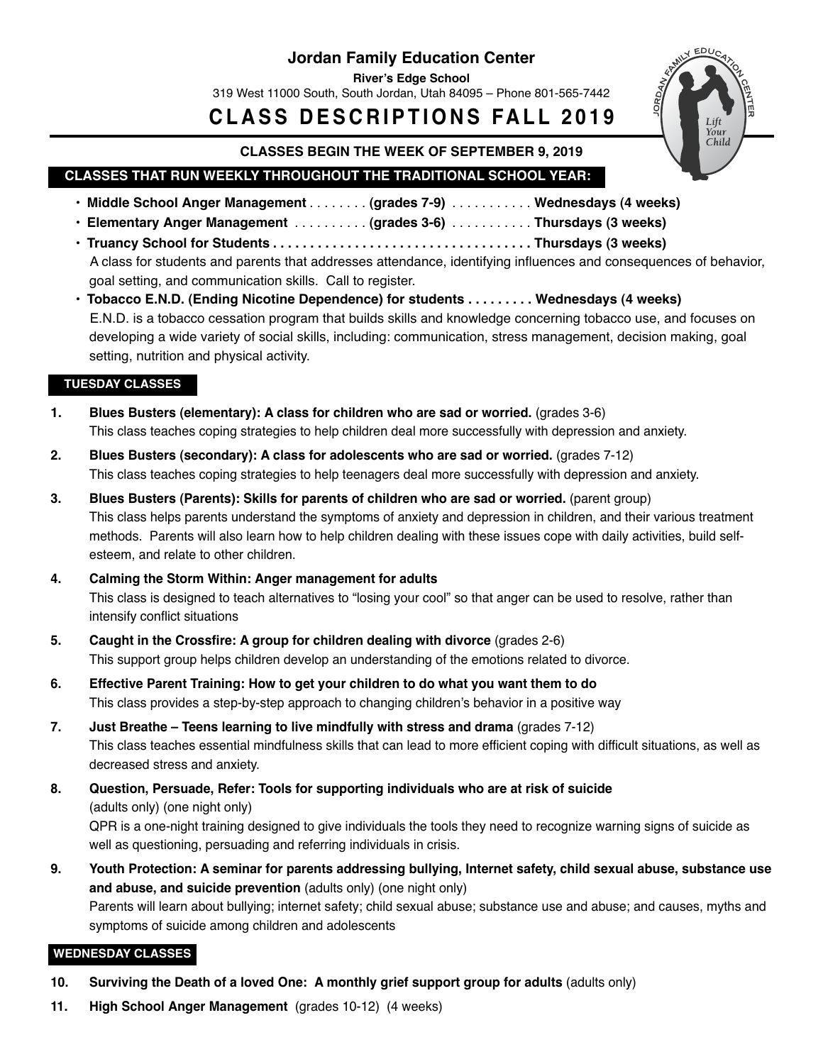# Jordan Family Education Center

**River's Edge School**

319 West 11000 South, South Jordan, Utah 84095 – Phone 801-565-7442

# CLASS DESCRIPTIONS FALL 2019

**CLASSES BEGIN THE WEEK OF SEPTEMBER 9, 2019**

## CLASSES THAT RUN WEEKLY THROUGHOUT THE TRADITIONAL SCHOOL YEAR:

- **Middle School Anger Management** . . . . . . . . **(grades 7-9)** . . . . . . . . . . . **Wednesdays (4 weeks)**
- **Elementary Anger Management** . . . . . . . . . . **(grades 3-6)** . . . . . . . . . . . **Thursdays (3 weeks)**
- **Truancy School for Students . . . . . . . . . . . . . . . . . . . . . . . . . . . . . . . . . . . Thursdays (3 weeks)**
  A class for students and parents that addresses attendance, identifying influences and consequences of behavior, goal setting, and communication skills. Call to register.
- **Tobacco E.N.D. (Ending Nicotine Dependence) for students . . . . . . . . . Wednesdays (4 weeks)**
  E.N.D. is a tobacco cessation program that builds skills and knowledge concerning tobacco use, and focuses on developing a wide variety of social skills, including: communication, stress management, decision making, goal setting, nutrition and physical activity.

## TUESDAY CLASSES

1. **Blues Busters (elementary): A class for children who are sad or worried.** (grades 3-6)
   This class teaches coping strategies to help children deal more successfully with depression and anxiety.
2. **Blues Busters (secondary): A class for adolescents who are sad or worried.** (grades 7-12)
   This class teaches coping strategies to help teenagers deal more successfully with depression and anxiety.
3. **Blues Busters (Parents): Skills for parents of children who are sad or worried.** (parent group)
   This class helps parents understand the symptoms of anxiety and depression in children, and their various treatment methods. Parents will also learn how to help children dealing with these issues cope with daily activities, build self-esteem, and relate to other children.
4. **Calming the Storm Within: Anger management for adults**
   This class is designed to teach alternatives to "losing your cool" so that anger can be used to resolve, rather than intensify conflict situations
5. **Caught in the Crossfire: A group for children dealing with divorce** (grades 2-6)
   This support group helps children develop an understanding of the emotions related to divorce.
6. **Effective Parent Training: How to get your children to do what you want them to do**
   This class provides a step-by-step approach to changing children's behavior in a positive way
7. **Just Breathe – Teens learning to live mindfully with stress and drama** (grades 7-12)
   This class teaches essential mindfulness skills that can lead to more efficient coping with difficult situations, as well as decreased stress and anxiety.
8. **Question, Persuade, Refer: Tools for supporting individuals who are at risk of suicide**
   (adults only) (one night only)
   QPR is a one-night training designed to give individuals the tools they need to recognize warning signs of suicide as well as questioning, persuading and referring individuals in crisis.
9. **Youth Protection: A seminar for parents addressing bullying, Internet safety, child sexual abuse, substance use and abuse, and suicide prevention** (adults only) (one night only)
   Parents will learn about bullying; internet safety; child sexual abuse; substance use and abuse; and causes, myths and symptoms of suicide among children and adolescents

## WEDNESDAY CLASSES

10. **Surviving the Death of a loved One: A monthly grief support group for adults** (adults only)
11. **High School Anger Management** (grades 10-12) (4 weeks)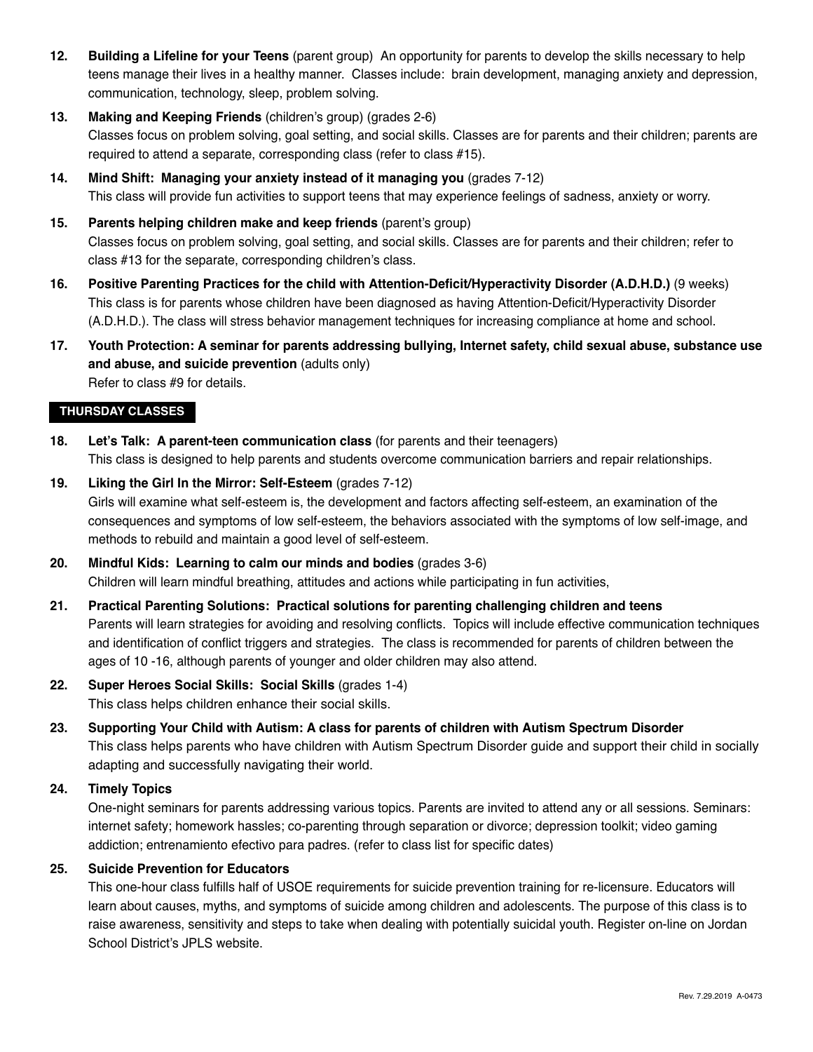12. **Building a Lifeline for your Teens** (parent group) An opportunity for parents to develop the skills necessary to help teens manage their lives in a healthy manner. Classes include: brain development, managing anxiety and depression, communication, technology, sleep, problem solving.

13. **Making and Keeping Friends** (children's group) (grades 2-6)
Classes focus on problem solving, goal setting, and social skills. Classes are for parents and their children; parents are required to attend a separate, corresponding class (refer to class #15).

14. **Mind Shift: Managing your anxiety instead of it managing you** (grades 7-12)
This class will provide fun activities to support teens that may experience feelings of sadness, anxiety or worry.

15. **Parents helping children make and keep friends** (parent's group)
Classes focus on problem solving, goal setting, and social skills. Classes are for parents and their children; refer to class #13 for the separate, corresponding children's class.

16. **Positive Parenting Practices for the child with Attention-Deficit/Hyperactivity Disorder (A.D.H.D.)** (9 weeks)
This class is for parents whose children have been diagnosed as having Attention-Deficit/Hyperactivity Disorder (A.D.H.D.). The class will stress behavior management techniques for increasing compliance at home and school.

17. **Youth Protection: A seminar for parents addressing bullying, Internet safety, child sexual abuse, substance use and abuse, and suicide prevention** (adults only)
Refer to class #9 for details.

## THURSDAY CLASSES

18. **Let's Talk: A parent-teen communication class** (for parents and their teenagers)
This class is designed to help parents and students overcome communication barriers and repair relationships.

19. **Liking the Girl In the Mirror: Self-Esteem** (grades 7-12)
Girls will examine what self-esteem is, the development and factors affecting self-esteem, an examination of the consequences and symptoms of low self-esteem, the behaviors associated with the symptoms of low self-image, and methods to rebuild and maintain a good level of self-esteem.

20. **Mindful Kids: Learning to calm our minds and bodies** (grades 3-6)
Children will learn mindful breathing, attitudes and actions while participating in fun activities,

21. **Practical Parenting Solutions: Practical solutions for parenting challenging children and teens**
Parents will learn strategies for avoiding and resolving conflicts. Topics will include effective communication techniques and identification of conflict triggers and strategies. The class is recommended for parents of children between the ages of 10 -16, although parents of younger and older children may also attend.

22. **Super Heroes Social Skills: Social Skills** (grades 1-4)
This class helps children enhance their social skills.

23. **Supporting Your Child with Autism: A class for parents of children with Autism Spectrum Disorder**
This class helps parents who have children with Autism Spectrum Disorder guide and support their child in socially adapting and successfully navigating their world.

24. **Timely Topics**
One-night seminars for parents addressing various topics. Parents are invited to attend any or all sessions. Seminars: internet safety; homework hassles; co-parenting through separation or divorce; depression toolkit; video gaming addiction; entrenamiento efectivo para padres. (refer to class list for specific dates)

25. **Suicide Prevention for Educators**
This one-hour class fulfills half of USOE requirements for suicide prevention training for re-licensure. Educators will learn about causes, myths, and symptoms of suicide among children and adolescents. The purpose of this class is to raise awareness, sensitivity and steps to take when dealing with potentially suicidal youth. Register on-line on Jordan School District's JPLS website.

Rev. 7.29.2019 A-0473